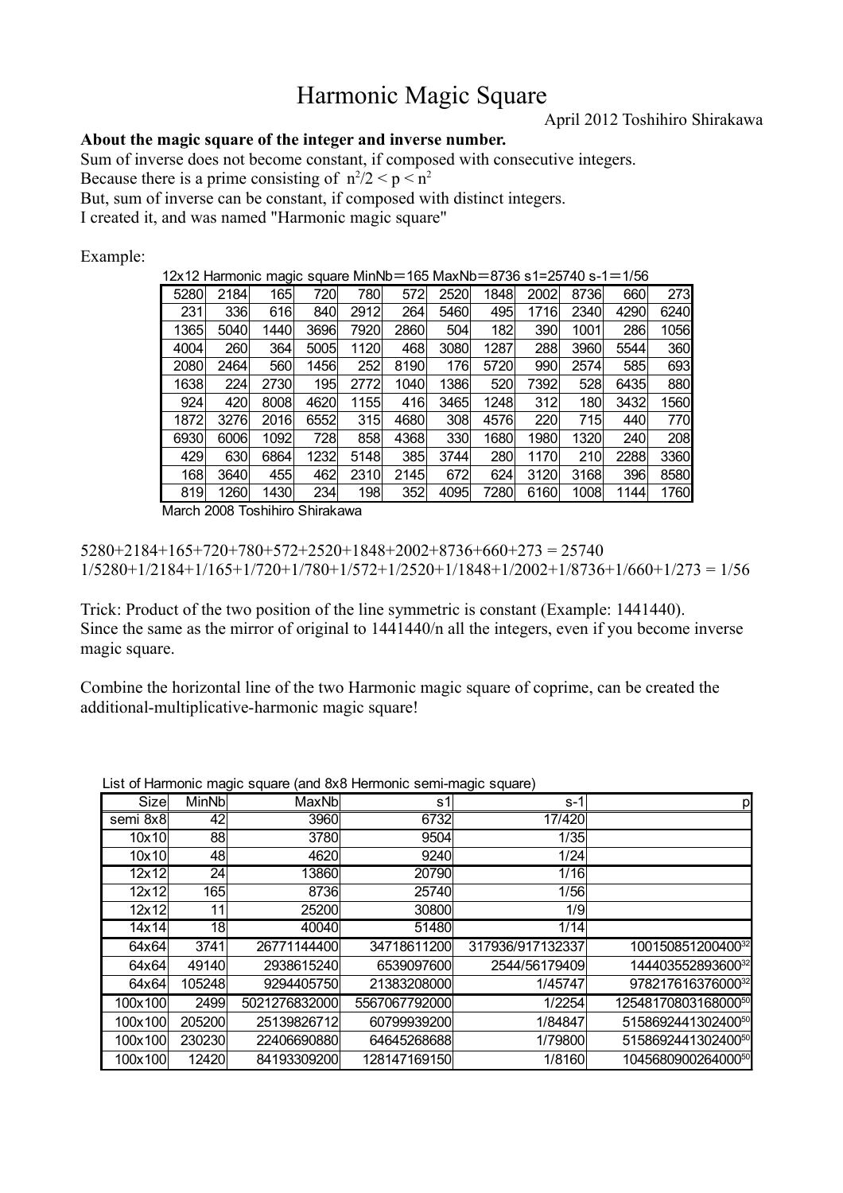# Harmonic Magic Square

April 2012 Toshihiro Shirakawa

**About the magic square of the integer and inverse number.**

Sum of inverse does not become constant, if composed with consecutive integers.
Because there is a prime consisting of $n^2/2 < p < n^2$
But, sum of inverse can be constant, if composed with distinct integers.
I created it, and was named "Harmonic magic square"

Example:

12x12 Harmonic magic square MinNb＝165 MaxNb＝8736 s1=25740 s-1＝1/56

| | | | | | | | | | | | |
|---|---|---|---|---|---|---|---|---|---|---|---|
| 5280 | 2184 | 165 | 720 | 780 | 572 | 2520 | 1848 | 2002 | 8736 | 660 | 273 |
| 231 | 336 | 616 | 840 | 2912 | 264 | 5460 | 495 | 1716 | 2340 | 4290 | 6240 |
| 1365 | 5040 | 1440 | 3696 | 7920 | 2860 | 504 | 182 | 390 | 1001 | 286 | 1056 |
| 4004 | 260 | 364 | 5005 | 1120 | 468 | 3080 | 1287 | 288 | 3960 | 5544 | 360 |
| 2080 | 2464 | 560 | 1456 | 252 | 8190 | 176 | 5720 | 990 | 2574 | 585 | 693 |
| 1638 | 224 | 2730 | 195 | 2772 | 1040 | 1386 | 520 | 7392 | 528 | 6435 | 880 |
| 924 | 420 | 8008 | 4620 | 1155 | 416 | 3465 | 1248 | 312 | 180 | 3432 | 1560 |
| 1872 | 3276 | 2016 | 6552 | 315 | 4680 | 308 | 4576 | 220 | 715 | 440 | 770 |
| 6930 | 6006 | 1092 | 728 | 858 | 4368 | 330 | 1680 | 1980 | 1320 | 240 | 208 |
| 429 | 630 | 6864 | 1232 | 5148 | 385 | 3744 | 280 | 1170 | 210 | 2288 | 3360 |
| 168 | 3640 | 455 | 462 | 2310 | 2145 | 672 | 624 | 3120 | 3168 | 396 | 8580 |
| 819 | 1260 | 1430 | 234 | 198 | 352 | 4095 | 7280 | 6160 | 1008 | 1144 | 1760 |

March 2008 Toshihiro Shirakawa

5280+2184+165+720+780+572+2520+1848+2002+8736+660+273 = 25740
1/5280+1/2184+1/165+1/720+1/780+1/572+1/2520+1/1848+1/2002+1/8736+1/660+1/273 = 1/56

Trick: Product of the two position of the line symmetric is constant (Example: 1441440).
Since the same as the mirror of original to 1441440/n all the integers, even if you become inverse magic square.

Combine the horizontal line of the two Harmonic magic square of coprime, can be created the additional-multiplicative-harmonic magic square!

List of Harmonic magic square (and 8x8 Hermonic semi-magic square)

| Size | MinNb | MaxNb | s1 | s-1 | p |
|---|---|---|---|---|---|
| semi 8x8 | 42 | 3960 | 6732 | 17/420 | |
| 10x10 | 88 | 3780 | 9504 | 1/35 | |
| 10x10 | 48 | 4620 | 9240 | 1/24 | |
| 12x12 | 24 | 13860 | 20790 | 1/16 | |
| 12x12 | 165 | 8736 | 25740 | 1/56 | |
| 12x12 | 11 | 25200 | 30800 | 1/9 | |
| 14x14 | 18 | 40040 | 51480 | 1/14 | |
| 64x64 | 3741 | 26771144400 | 34718611200 | 317936/917132337 | $100150851200400^{32}$ |
| 64x64 | 49140 | 2938615240 | 6539097600 | 2544/56179409 | $144403552893600^{32}$ |
| 64x64 | 105248 | 9294405750 | 21383208000 | 1/45747 | $978217616376000^{32}$ |
| 100x100 | 2499 | 5021276832000 | 5567067792000 | 1/2254 | $12548170803168000^{50}$ |
| 100x100 | 205200 | 25139826712 | 60799939200 | 1/84847 | $5158692441302400^{50}$ |
| 100x100 | 230230 | 22406690880 | 64645268688 | 1/79800 | $5158692441302400^{50}$ |
| 100x100 | 12420 | 84193309200 | 128147169150 | 1/8160 | $1045680900264000^{50}$ |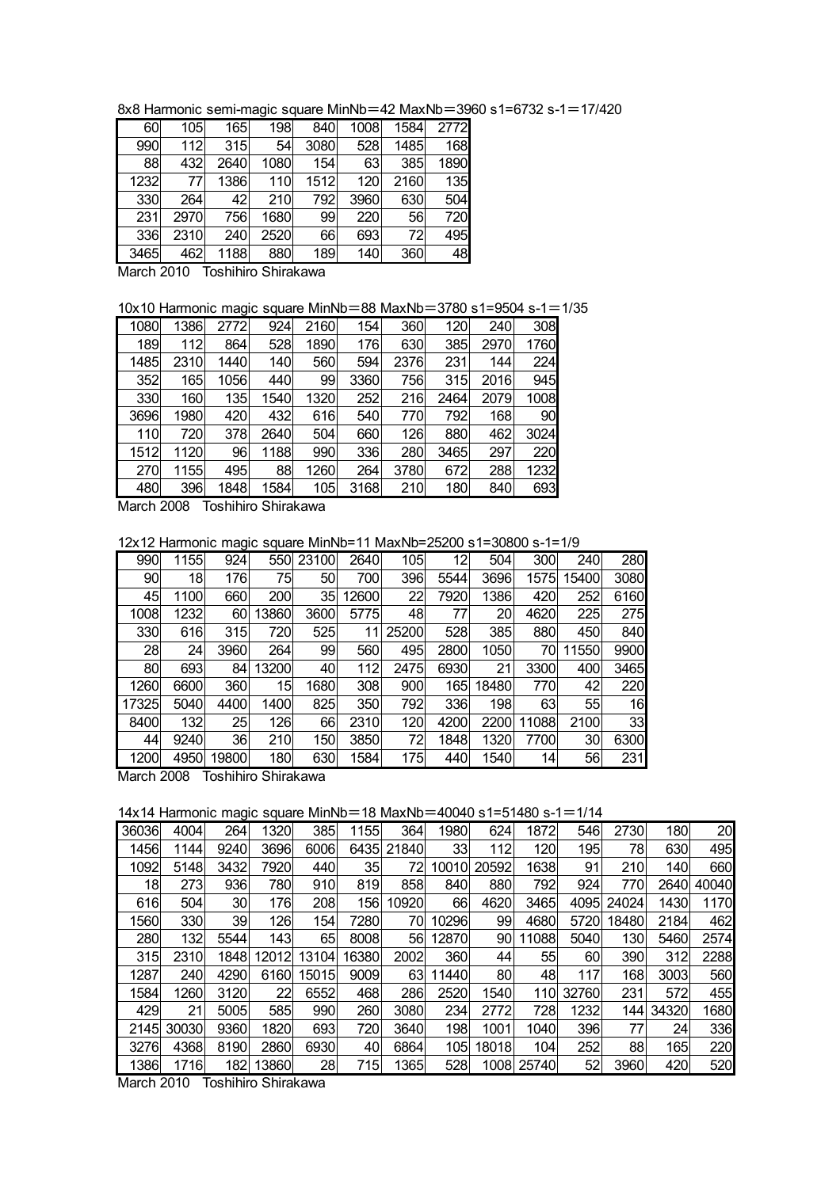8x8 Harmonic semi-magic square MinNb＝42 MaxNb＝3960 s1=6732 s-1＝17/420

| 60 | 105 | 165 | 198 | 840 | 1008 | 1584 | 2772 |
|---|---|---|---|---|---|---|---|
| 990 | 112 | 315 | 54 | 3080 | 528 | 1485 | 168 |
| 88 | 432 | 2640 | 1080 | 154 | 63 | 385 | 1890 |
| 1232 | 77 | 1386 | 110 | 1512 | 120 | 2160 | 135 |
| 330 | 264 | 42 | 210 | 792 | 3960 | 630 | 504 |
| 231 | 2970 | 756 | 1680 | 99 | 220 | 56 | 720 |
| 336 | 2310 | 240 | 2520 | 66 | 693 | 72 | 495 |
| 3465 | 462 | 1188 | 880 | 189 | 140 | 360 | 48 |

March 2010 Toshihiro Shirakawa

10x10 Harmonic magic square MinNb＝88 MaxNb＝3780 s1=9504 s-1＝1/35

| 1080 | 1386 | 2772 | 924 | 2160 | 154 | 360 | 120 | 240 | 308 |
|---|---|---|---|---|---|---|---|---|---|
| 189 | 112 | 864 | 528 | 1890 | 176 | 630 | 385 | 2970 | 1760 |
| 1485 | 2310 | 1440 | 140 | 560 | 594 | 2376 | 231 | 144 | 224 |
| 352 | 165 | 1056 | 440 | 99 | 3360 | 756 | 315 | 2016 | 945 |
| 330 | 160 | 135 | 1540 | 1320 | 252 | 216 | 2464 | 2079 | 1008 |
| 3696 | 1980 | 420 | 432 | 616 | 540 | 770 | 792 | 168 | 90 |
| 110 | 720 | 378 | 2640 | 504 | 660 | 126 | 880 | 462 | 3024 |
| 1512 | 1120 | 96 | 1188 | 990 | 336 | 280 | 3465 | 297 | 220 |
| 270 | 1155 | 495 | 88 | 1260 | 264 | 3780 | 672 | 288 | 1232 |
| 480 | 396 | 1848 | 1584 | 105 | 3168 | 210 | 180 | 840 | 693 |

March 2008 Toshihiro Shirakawa

12x12 Harmonic magic square MinNb=11 MaxNb=25200 s1=30800 s-1=1/9

| 990 | 1155 | 924 | 550 | 23100 | 2640 | 105 | 12 | 504 | 300 | 240 | 280 |
|---|---|---|---|---|---|---|---|---|---|---|---|
| 90 | 18 | 176 | 75 | 50 | 700 | 396 | 5544 | 3696 | 1575 | 15400 | 3080 |
| 45 | 1100 | 660 | 200 | 35 | 12600 | 22 | 7920 | 1386 | 420 | 252 | 6160 |
| 1008 | 1232 | 60 | 13860 | 3600 | 5775 | 48 | 77 | 20 | 4620 | 225 | 275 |
| 330 | 616 | 315 | 720 | 525 | 11 | 25200 | 528 | 385 | 880 | 450 | 840 |
| 28 | 24 | 3960 | 264 | 99 | 560 | 495 | 2800 | 1050 | 70 | 11550 | 9900 |
| 80 | 693 | 84 | 13200 | 40 | 112 | 2475 | 6930 | 21 | 3300 | 400 | 3465 |
| 1260 | 6600 | 360 | 15 | 1680 | 308 | 900 | 165 | 18480 | 770 | 42 | 220 |
| 17325 | 5040 | 4400 | 1400 | 825 | 350 | 792 | 336 | 198 | 63 | 55 | 16 |
| 8400 | 132 | 25 | 126 | 66 | 2310 | 120 | 4200 | 2200 | 11088 | 2100 | 33 |
| 44 | 9240 | 36 | 210 | 150 | 3850 | 72 | 1848 | 1320 | 7700 | 30 | 6300 |
| 1200 | 4950 | 19800 | 180 | 630 | 1584 | 175 | 440 | 1540 | 14 | 56 | 231 |

March 2008 Toshihiro Shirakawa

14x14 Harmonic magic square MinNb＝18 MaxNb＝40040 s1=51480 s-1＝1/14

| 36036 | 4004 | 264 | 1320 | 385 | 1155 | 364 | 1980 | 624 | 1872 | 546 | 2730 | 180 | 20 |
|---|---|---|---|---|---|---|---|---|---|---|---|---|---|
| 1456 | 1144 | 9240 | 3696 | 6006 | 6435 | 21840 | 33 | 112 | 120 | 195 | 78 | 630 | 495 |
| 1092 | 5148 | 3432 | 7920 | 440 | 35 | 72 | 10010 | 20592 | 1638 | 91 | 210 | 140 | 660 |
| 18 | 273 | 936 | 780 | 910 | 819 | 858 | 840 | 880 | 792 | 924 | 770 | 2640 | 40040 |
| 616 | 504 | 30 | 176 | 208 | 156 | 10920 | 66 | 4620 | 3465 | 4095 | 24024 | 1430 | 1170 |
| 1560 | 330 | 39 | 126 | 154 | 7280 | 70 | 10296 | 99 | 4680 | 5720 | 18480 | 2184 | 462 |
| 280 | 132 | 5544 | 143 | 65 | 8008 | 56 | 12870 | 90 | 11088 | 5040 | 130 | 5460 | 2574 |
| 315 | 2310 | 1848 | 12012 | 13104 | 16380 | 2002 | 360 | 44 | 55 | 60 | 390 | 312 | 2288 |
| 1287 | 240 | 4290 | 6160 | 15015 | 9009 | 63 | 11440 | 80 | 48 | 117 | 168 | 3003 | 560 |
| 1584 | 1260 | 3120 | 22 | 6552 | 468 | 286 | 2520 | 1540 | 110 | 32760 | 231 | 572 | 455 |
| 429 | 21 | 5005 | 585 | 990 | 260 | 3080 | 234 | 2772 | 728 | 1232 | 144 | 34320 | 1680 |
| 2145 | 30030 | 9360 | 1820 | 693 | 720 | 3640 | 198 | 1001 | 1040 | 396 | 77 | 24 | 336 |
| 3276 | 4368 | 8190 | 2860 | 6930 | 40 | 6864 | 105 | 18018 | 104 | 252 | 88 | 165 | 220 |
| 1386 | 1716 | 182 | 13860 | 28 | 715 | 1365 | 528 | 1008 | 25740 | 52 | 3960 | 420 | 520 |

March 2010 Toshihiro Shirakawa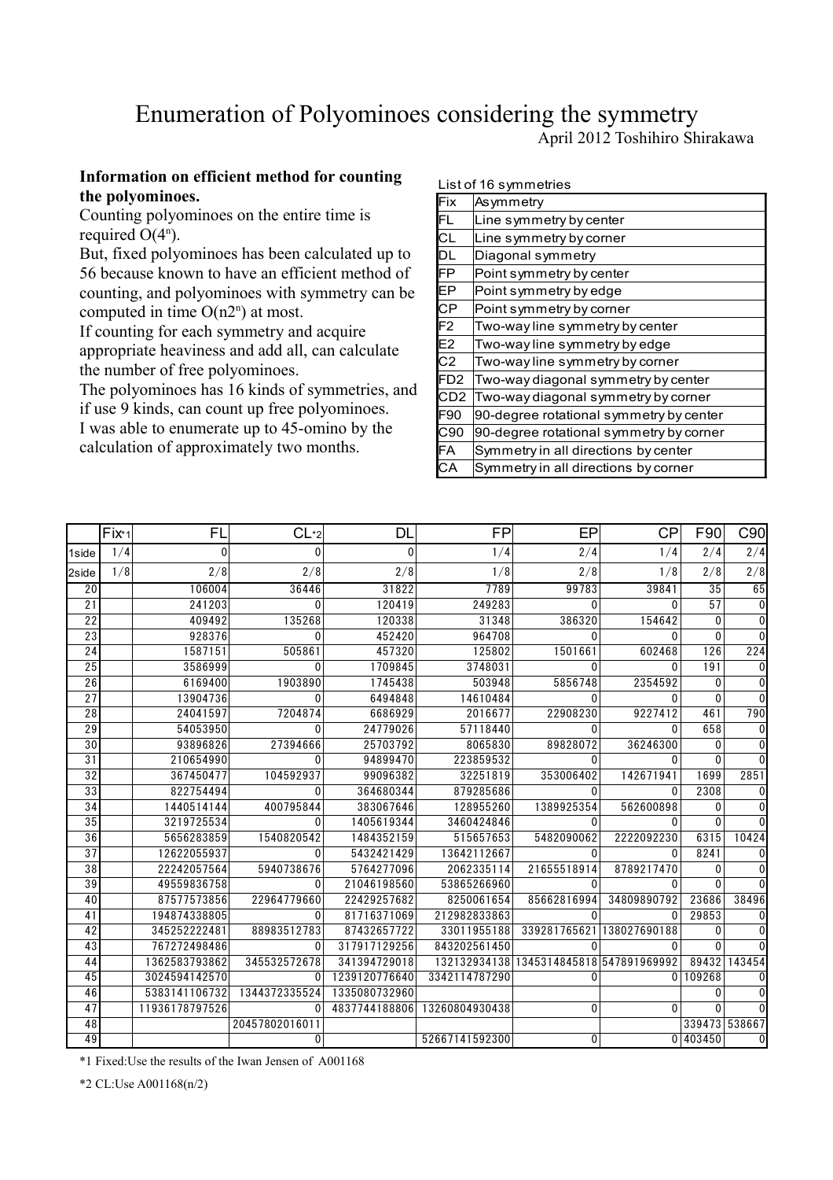# Enumeration of Polyominoes considering the symmetry

April 2012 Toshihiro Shirakawa

**Information on efficient method for counting the polyominoes.**

Counting polyominoes on the entire time is required $O(4^n)$.

But, fixed polyominoes has been calculated up to 56 because known to have an efficient method of counting, and polyominoes with symmetry can be computed in time $O(n2^n)$ at most.

If counting for each symmetry and acquire appropriate heaviness and add all, can calculate the number of free polyominoes.

The polyominoes has 16 kinds of symmetries, and if use 9 kinds, can count up free polyominoes.

I was able to enumerate up to 45-omino by the calculation of approximately two months.

List of 16 symmetries

| | |
|---|---|
| Fix | Asymmetry |
| FL | Line symmetry by center |
| CL | Line symmetry by corner |
| DL | Diagonal symmetry |
| FP | Point symmetry by center |
| EP | Point symmetry by edge |
| CP | Point symmetry by corner |
| F2 | Two-way line symmetry by center |
| E2 | Two-way line symmetry by edge |
| C2 | Two-way line symmetry by corner |
| FD2 | Two-way diagonal symmetry by center |
| CD2 | Two-way diagonal symmetry by corner |
| F90 | 90-degree rotational symmetry by center |
| C90 | 90-degree rotational symmetry by corner |
| FA | Symmetry in all directions by center |
| CA | Symmetry in all directions by corner |

| | Fix*1 | FL | CL*2 | DL | FP | EP | CP | F90 | C90 |
|---|---|---|---|---|---|---|---|---|---|
| 1side | 1/4 | 0 | 0 | 0 | 1/4 | 2/4 | 1/4 | 2/4 | 2/4 |
| 2side | 1/8 | 2/8 | 2/8 | 2/8 | 1/8 | 2/8 | 1/8 | 2/8 | 2/8 |
| 20 | | 106004 | 36446 | 31822 | 7789 | 99783 | 39841 | 35 | 65 |
| 21 | | 241203 | 0 | 120419 | 249283 | 0 | 0 | 57 | 0 |
| 22 | | 409492 | 135268 | 120338 | 31348 | 386320 | 154642 | 0 | 0 |
| 23 | | 928376 | 0 | 452420 | 964708 | 0 | 0 | 0 | 0 |
| 24 | | 1587151 | 505861 | 457320 | 125802 | 1501661 | 602468 | 126 | 224 |
| 25 | | 3586999 | 0 | 1709845 | 3748031 | 0 | 0 | 191 | 0 |
| 26 | | 6169400 | 1903890 | 1745438 | 503948 | 5856748 | 2354592 | 0 | 0 |
| 27 | | 13904736 | 0 | 6494848 | 14610484 | 0 | 0 | 0 | 0 |
| 28 | | 24041597 | 7204874 | 6686929 | 2016677 | 22908230 | 9227412 | 461 | 790 |
| 29 | | 54053950 | 0 | 24779026 | 57118440 | 0 | 0 | 658 | 0 |
| 30 | | 93896826 | 27394666 | 25703792 | 8065830 | 89828072 | 36246300 | 0 | 0 |
| 31 | | 210654990 | 0 | 94899470 | 223859532 | 0 | 0 | 0 | 0 |
| 32 | | 367450477 | 104592937 | 99096382 | 32251819 | 353006402 | 142671941 | 1699 | 2851 |
| 33 | | 822754494 | 0 | 364680344 | 879285686 | 0 | 0 | 2308 | 0 |
| 34 | | 1440514144 | 400795844 | 383067646 | 128955260 | 1389925354 | 562600898 | 0 | 0 |
| 35 | | 3219725534 | 0 | 1405619344 | 3460424846 | 0 | 0 | 0 | 0 |
| 36 | | 5656283859 | 1540820542 | 1484352159 | 515657653 | 5482090062 | 2222092230 | 6315 | 10424 |
| 37 | | 12622055937 | 0 | 5432421429 | 13642112667 | 0 | 0 | 8241 | 0 |
| 38 | | 22242057564 | 5940738676 | 5764277096 | 2062335114 | 21655518914 | 8789217470 | 0 | 0 |
| 39 | | 49559836758 | 0 | 21046198560 | 53865266960 | 0 | 0 | 0 | 0 |
| 40 | | 87577573856 | 22964779660 | 22429257682 | 8250061654 | 85662816994 | 34809890792 | 23686 | 38496 |
| 41 | | 194874338805 | 0 | 81716371069 | 212982833863 | 0 | 0 | 29853 | 0 |
| 42 | | 345252222481 | 88983512783 | 87432657722 | 33011955188 | 339281765621 | 138027690188 | 0 | 0 |
| 43 | | 767272498486 | 0 | 317917129256 | 843202561450 | 0 | 0 | 0 | 0 |
| 44 | | 1362583793862 | 345532572678 | 341394729018 | 132132934138 | 1345314845818 | 547891969992 | 89432 | 143454 |
| 45 | | 3024594142570 | 0 | 1239120776640 | 3342114787290 | 0 | 0 | 109268 | 0 |
| 46 | | 5383141106732 | 1344372335524 | 1335080732960 | | | | 0 | 0 |
| 47 | | 11936178797526 | 0 | 4837744188806 | 13260804930438 | 0 | 0 | 0 | 0 |
| 48 | | | 20457802016011 | | | | | 339473 | 538667 |
| 49 | | | 0 | | 52667141592300 | 0 | 0 | 403450 | 0 |

*1 Fixed:Use the results of the Iwan Jensen of A001168

*2 CL:Use A001168(n/2)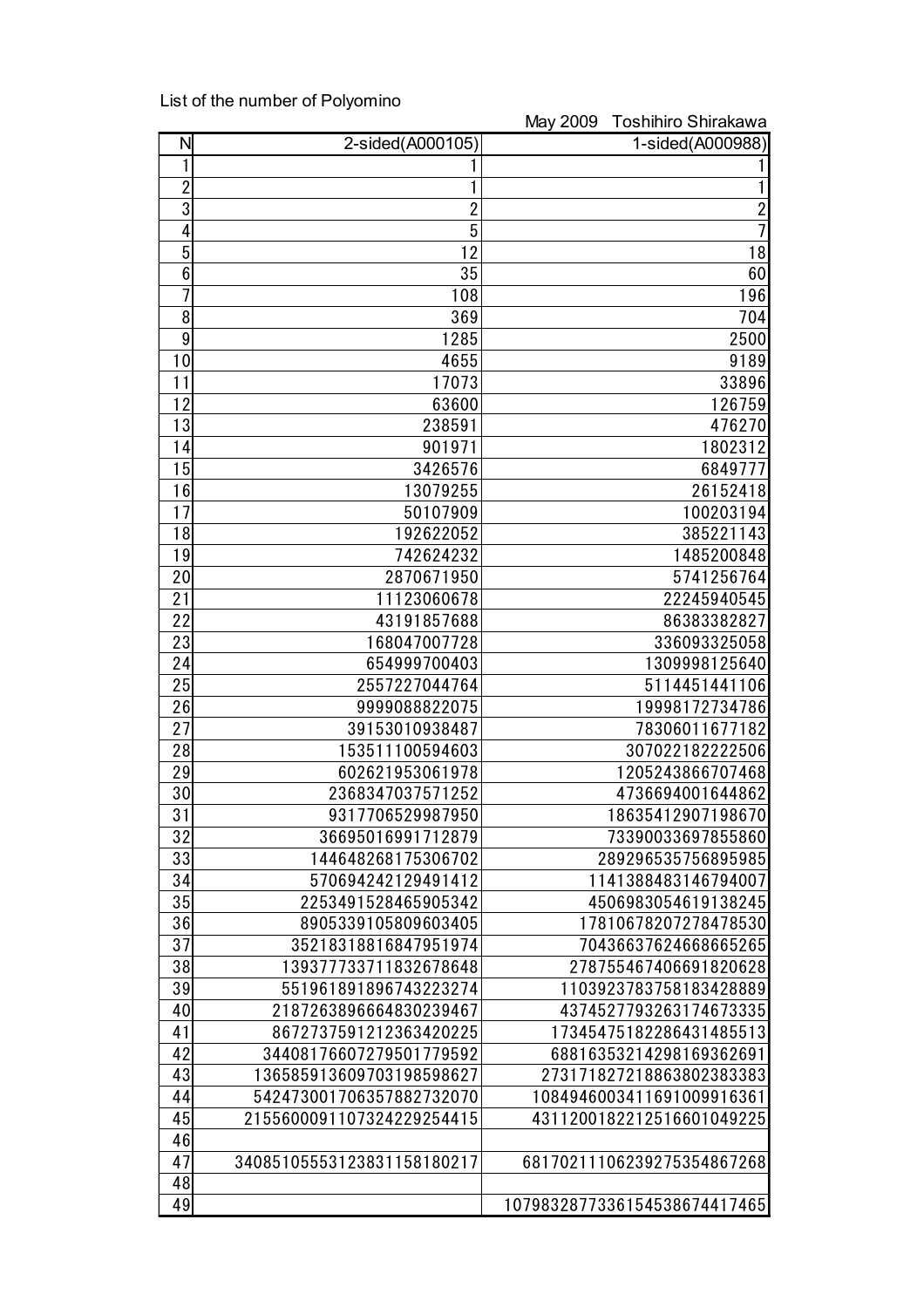List of the number of Polyomino

May 2009 Toshihiro Shirakawa

| N | 2-sided(A000105) | 1-sided(A000988) |
|---|---|---|
| 1 | 1 | 1 |
| 2 | 1 | 1 |
| 3 | 2 | 2 |
| 4 | 5 | 7 |
| 5 | 12 | 18 |
| 6 | 35 | 60 |
| 7 | 108 | 196 |
| 8 | 369 | 704 |
| 9 | 1285 | 2500 |
| 10 | 4655 | 9189 |
| 11 | 17073 | 33896 |
| 12 | 63600 | 126759 |
| 13 | 238591 | 476270 |
| 14 | 901971 | 1802312 |
| 15 | 3426576 | 6849777 |
| 16 | 13079255 | 26152418 |
| 17 | 50107909 | 100203194 |
| 18 | 192622052 | 385221143 |
| 19 | 742624232 | 1485200848 |
| 20 | 2870671950 | 5741256764 |
| 21 | 11123060678 | 22245940545 |
| 22 | 43191857688 | 86383382827 |
| 23 | 168047007728 | 336093325058 |
| 24 | 654999700403 | 1309998125640 |
| 25 | 2557227044764 | 5114451441106 |
| 26 | 9999088822075 | 19998172734786 |
| 27 | 39153010938487 | 78306011677182 |
| 28 | 153511100594603 | 307022182222506 |
| 29 | 602621953061978 | 1205243866707468 |
| 30 | 2368347037571252 | 4736694001644862 |
| 31 | 9317706529987950 | 18635412907198670 |
| 32 | 36695016991712879 | 73390033697855860 |
| 33 | 144648268175306702 | 289296535756895985 |
| 34 | 570694242129491412 | 1141388483146794007 |
| 35 | 2253491528465905342 | 4506983054619138245 |
| 36 | 8905339105809603405 | 17810678207278478530 |
| 37 | 35218318816847951974 | 70436637624668665265 |
| 38 | 139377733711832678648 | 278755467406691820628 |
| 39 | 551961891896743223274 | 1103923783758183428889 |
| 40 | 2187263896664830239467 | 4374527793263174673335 |
| 41 | 8672737591212363420225 | 17345475182286431485513 |
| 42 | 34408176607279501779592 | 68816353214298169362691 |
| 43 | 136585913609703198598627 | 273171827218863802383383 |
| 44 | 542473001706357882732070 | 1084946003411691009916361 |
| 45 | 2155600091107324229254415 | 4311200182212516601049225 |
| 46 | | |
| 47 | 34085105553123831158180217 | 68170211106239275354867268 |
| 48 | | |
| 49 | | 1079832877336154538674417465 |